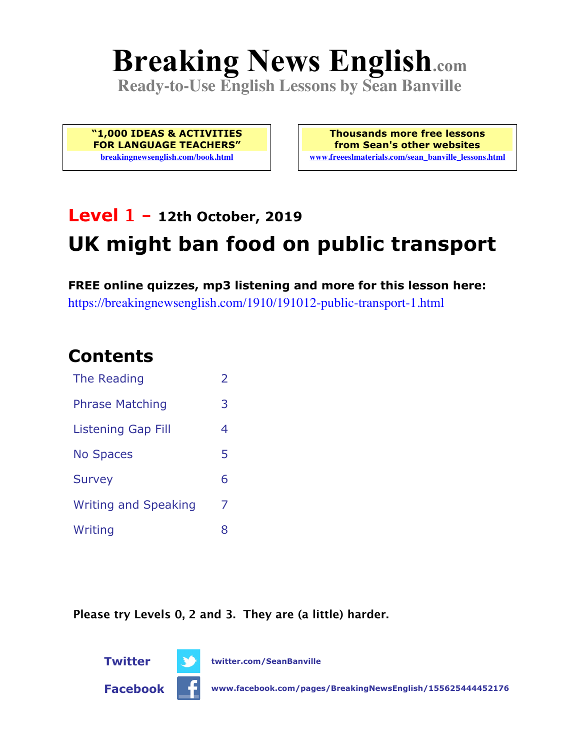# Breaking News English.com

**Ready-to-Use English Lessons by Sean Banville**

**"1,000 IDEAS & ACTIVITIES FOR LANGUAGE TEACHERS"**
breakingnewsenglish.com/book.html

**Thousands more free lessons from Sean's other websites**
www.freeeslmaterials.com/sean_banville_lessons.html

## Level 1 - 12th October, 2019

# UK might ban food on public transport

**FREE online quizzes, mp3 listening and more for this lesson here:**
https://breakingnewsenglish.com/1910/191012-public-transport-1.html

## Contents

| | |
|---|---|
| The Reading | 2 |
| Phrase Matching | 3 |
| Listening Gap Fill | 4 |
| No Spaces | 5 |
| Survey | 6 |
| Writing and Speaking | 7 |
| Writing | 8 |

**Please try Levels 0, 2 and 3. They are (a little) harder.**

**Twitter** twitter.com/SeanBanville

**Facebook** www.facebook.com/pages/BreakingNewsEnglish/155625444452176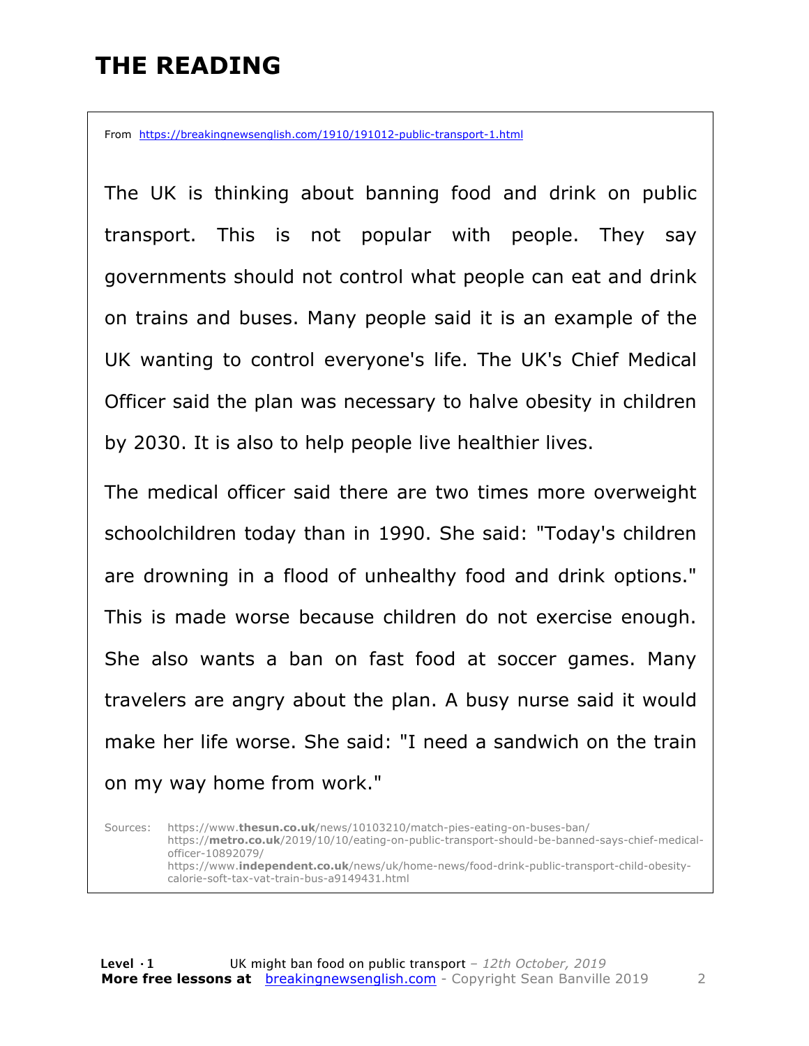# THE READING

From https://breakingnewsenglish.com/1910/191012-public-transport-1.html

The UK is thinking about banning food and drink on public transport. This is not popular with people. They say governments should not control what people can eat and drink on trains and buses. Many people said it is an example of the UK wanting to control everyone's life. The UK's Chief Medical Officer said the plan was necessary to halve obesity in children by 2030. It is also to help people live healthier lives.

The medical officer said there are two times more overweight schoolchildren today than in 1990. She said: "Today's children are drowning in a flood of unhealthy food and drink options." This is made worse because children do not exercise enough. She also wants a ban on fast food at soccer games. Many travelers are angry about the plan. A busy nurse said it would make her life worse. She said: "I need a sandwich on the train on my way home from work."

Sources:
https://www.**thesun.co.uk**/news/10103210/match-pies-eating-on-buses-ban/
https://**metro.co.uk**/2019/10/10/eating-on-public-transport-should-be-banned-says-chief-medical-officer-10892079/
https://www.**independent.co.uk**/news/uk/home-news/food-drink-public-transport-child-obesity-calorie-soft-tax-vat-train-bus-a9149431.html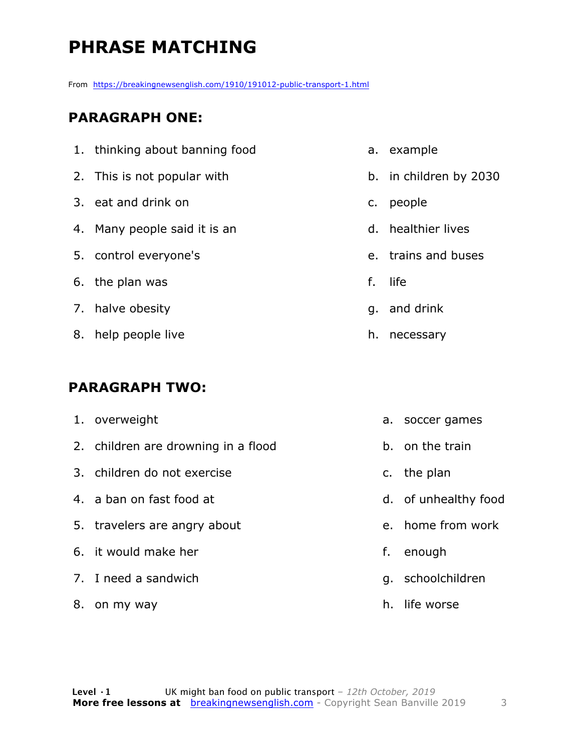# PHRASE MATCHING

From https://breakingnewsenglish.com/1910/191012-public-transport-1.html

## PARAGRAPH ONE:

1. thinking about banning food
2. This is not popular with
3. eat and drink on
4. Many people said it is an
5. control everyone's
6. the plan was
7. halve obesity
8. help people live

a. example
b. in children by 2030
c. people
d. healthier lives
e. trains and buses
f. life
g. and drink
h. necessary

## PARAGRAPH TWO:

1. overweight
2. children are drowning in a flood
3. children do not exercise
4. a ban on fast food at
5. travelers are angry about
6. it would make her
7. I need a sandwich
8. on my way

a. soccer games
b. on the train
c. the plan
d. of unhealthy food
e. home from work
f. enough
g. schoolchildren
h. life worse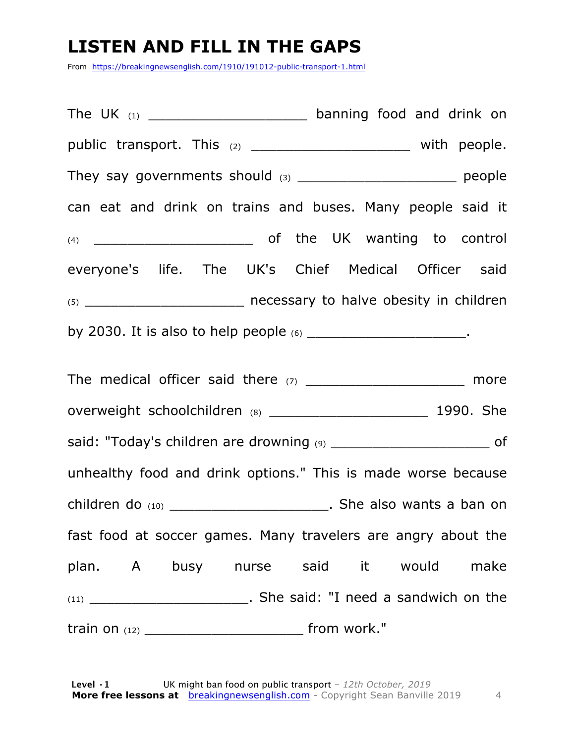# LISTEN AND FILL IN THE GAPS

From https://breakingnewsenglish.com/1910/191012-public-transport-1.html

The UK (1) ____________________ banning food and drink on public transport. This (2) ____________________ with people. They say governments should (3) ____________________ people can eat and drink on trains and buses. Many people said it (4) ____________________ of the UK wanting to control everyone's life. The UK's Chief Medical Officer said (5) ____________________ necessary to halve obesity in children by 2030. It is also to help people (6) ____________________.

The medical officer said there (7) ____________________ more overweight schoolchildren (8) ____________________ 1990. She said: "Today's children are drowning (9) ____________________ of unhealthy food and drink options." This is made worse because children do (10) ____________________. She also wants a ban on fast food at soccer games. Many travelers are angry about the plan. A busy nurse said it would make (11) ____________________. She said: "I need a sandwich on the train on (12) ____________________ from work."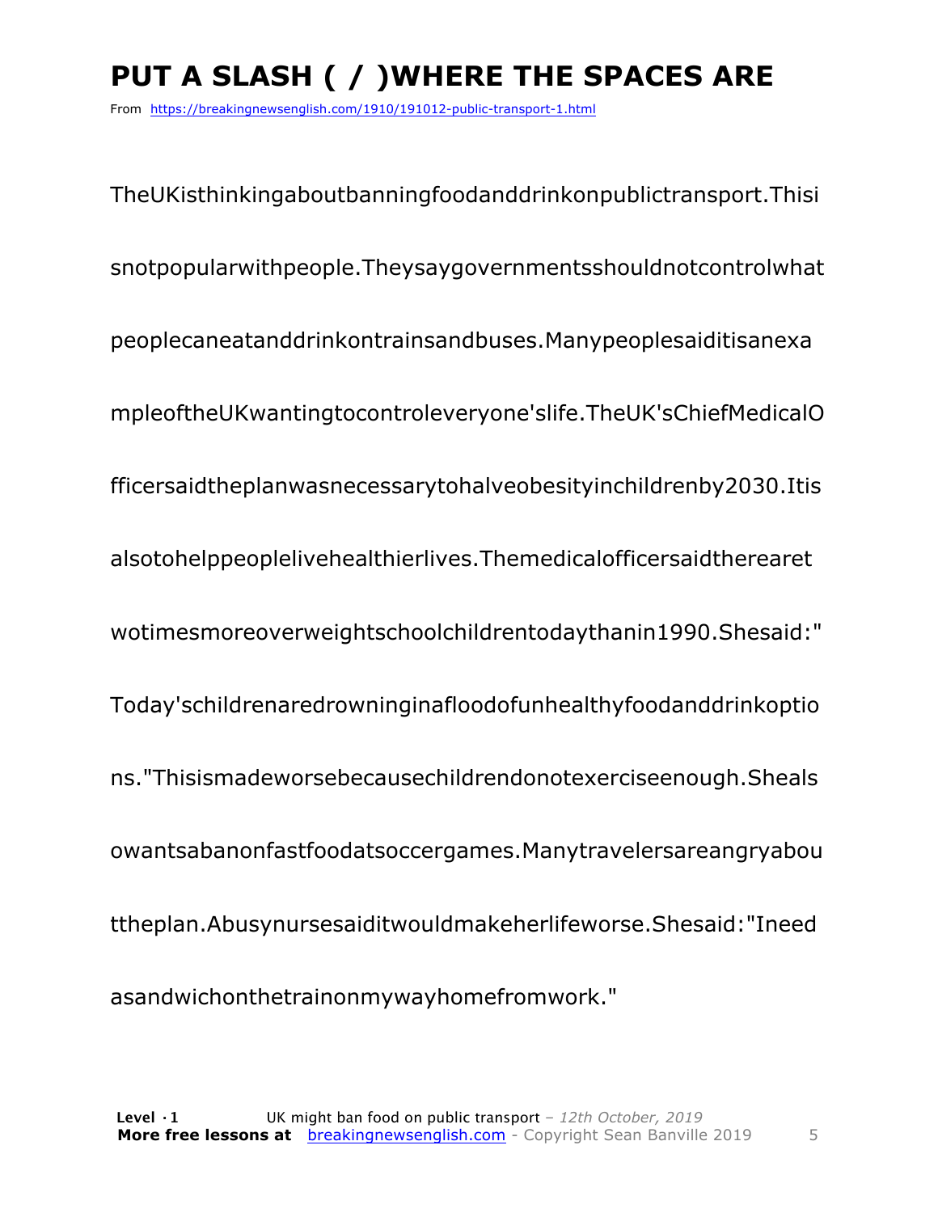# PUT A SLASH ( / )WHERE THE SPACES ARE

From https://breakingnewsenglish.com/1910/191012-public-transport-1.html

TheUKisthinkingaboutbanningfoodanddrinkonpublictransport.Thisi

snotpopularwithpeople.Theysaygovernmentsshouldnotcontrolwhat

peoplecaneatanddrinkontrainsandbuses.Manypeoplesaiditisanexa

mpleoftheUKwantingtocontroleveryone'slife.TheUK'sChiefMedicalO

fficersaidtheplanwasnecessarytohalveobesityinchildrenby2030.Itis

alsotohelppeoplelivehealthierlives.Themedicalofficersaidtherearet

wotimesmoreoverweightschoolchildrentodaythanin1990.Shesaid:"

Today'schildrenaredrowninginafloodofunhealthyfoodanddrinkoptio

ns."Thisismadeworsebecausechildrendonotexerciseenough.Sheals

owantsabanonfastfoodatsoccergames.Manytravelersareangryabou

ttheplan.Abusynursesaiditwouldmakeherlifeworse.Shesaid:"Ineed

asandwichonthetrainonmywayhomefromwork."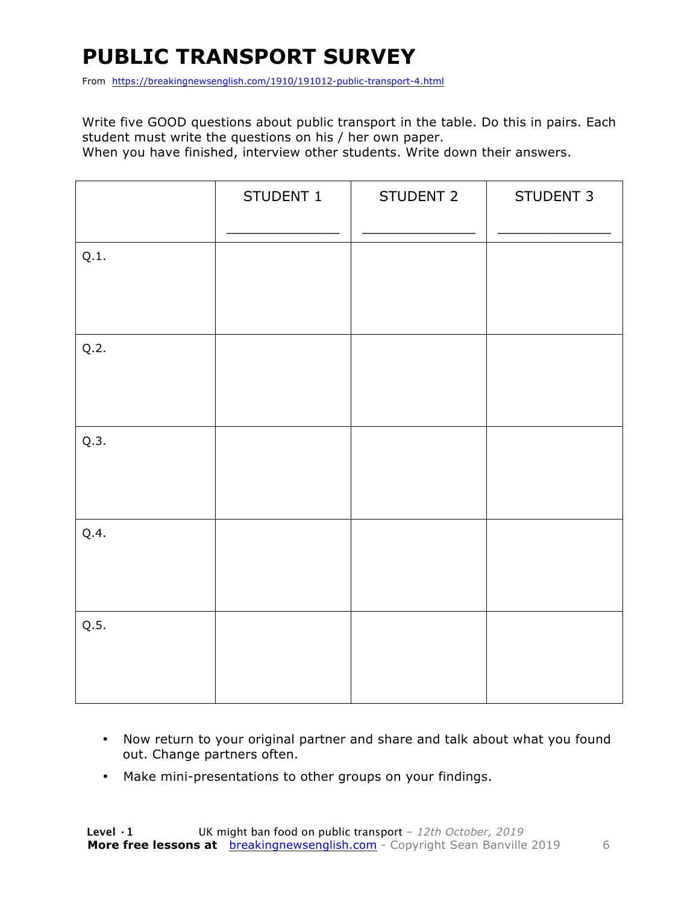# PUBLIC TRANSPORT SURVEY

From https://breakingnewsenglish.com/1910/191012-public-transport-4.html

Write five GOOD questions about public transport in the table. Do this in pairs. Each student must write the questions on his / her own paper.
When you have finished, interview other students. Write down their answers.

| | STUDENT 1<br>_____________ | STUDENT 2<br>_____________ | STUDENT 3<br>_____________ |
|---|---|---|---|
| Q.1. | | | |
| Q.2. | | | |
| Q.3. | | | |
| Q.4. | | | |
| Q.5. | | | |

- Now return to your original partner and share and talk about what you found out. Change partners often.
- Make mini-presentations to other groups on your findings.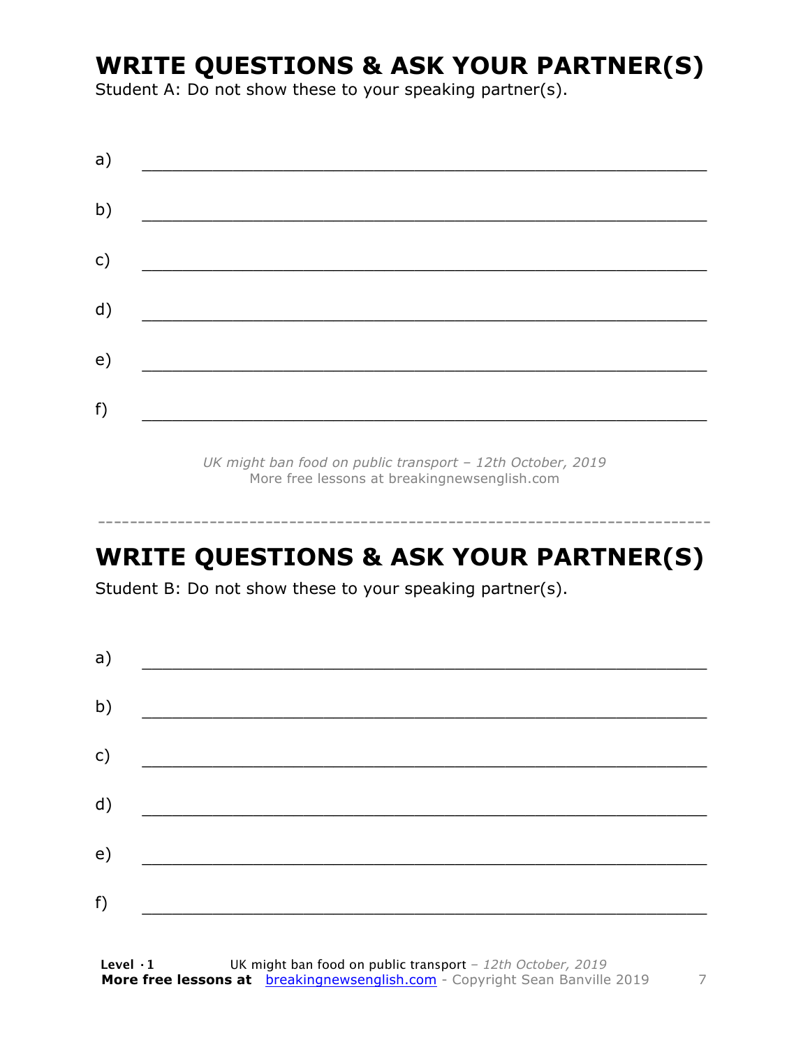# WRITE QUESTIONS & ASK YOUR PARTNER(S)

Student A: Do not show these to your speaking partner(s).

a) ___________________________________________________________

b) ___________________________________________________________

c) ___________________________________________________________

d) ___________________________________________________________

e) ___________________________________________________________

f) ___________________________________________________________

*UK might ban food on public transport – 12th October, 2019*
More free lessons at breakingnewsenglish.com

---

# WRITE QUESTIONS & ASK YOUR PARTNER(S)

Student B: Do not show these to your speaking partner(s).

a) ___________________________________________________________

b) ___________________________________________________________

c) ___________________________________________________________

d) ___________________________________________________________

e) ___________________________________________________________

f) ___________________________________________________________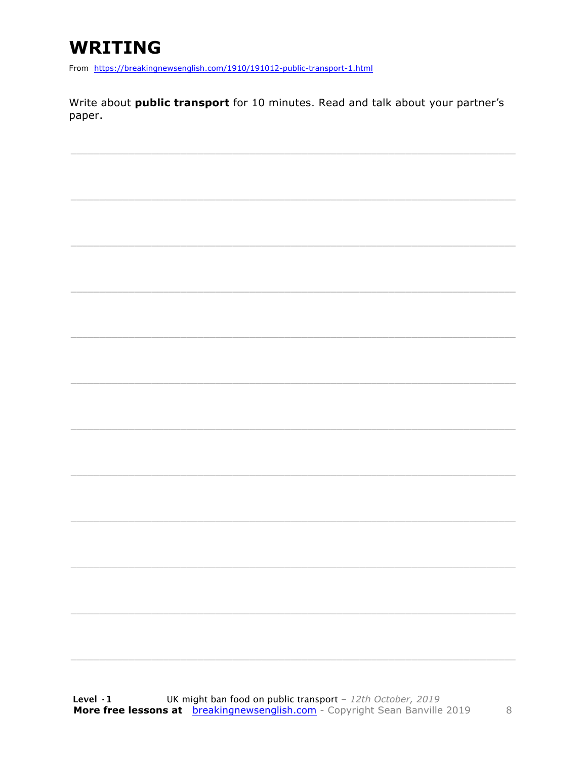# WRITING

From https://breakingnewsenglish.com/1910/191012-public-transport-1.html

Write about **public transport** for 10 minutes. Read and talk about your partner's paper.